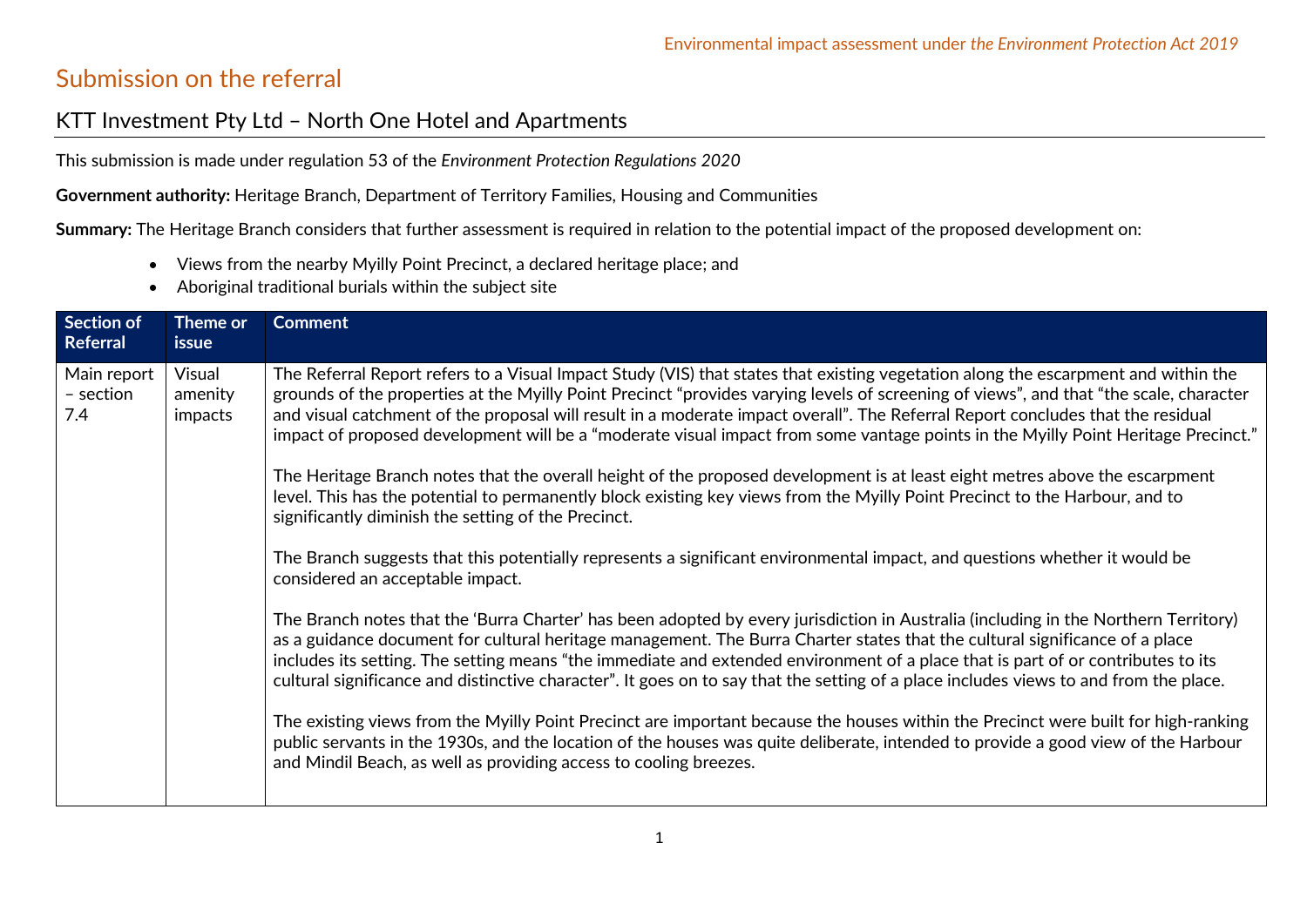# Submission on the referral

## KTT Investment Pty Ltd – North One Hotel and Apartments

This submission is made under regulation 53 of the *Environment Protection Regulations 2020*

**Government authority:** Heritage Branch, Department of Territory Families, Housing and Communities

**Summary:** The Heritage Branch considers that further assessment is required in relation to the potential impact of the proposed development on:

- Views from the nearby Myilly Point Precinct, a declared heritage place; and
- Aboriginal traditional burials within the subject site

| Section of Referral | Theme or issue | Comment |
| --- | --- | --- |
| Main report – section 7.4 | Visual amenity impacts | The Referral Report refers to a Visual Impact Study (VIS) that states that existing vegetation along the escarpment and within the grounds of the properties at the Myilly Point Precinct "provides varying levels of screening of views", and that "the scale, character and visual catchment of the proposal will result in a moderate impact overall". The Referral Report concludes that the residual impact of proposed development will be a "moderate visual impact from some vantage points in the Myilly Point Heritage Precinct."<br><br>The Heritage Branch notes that the overall height of the proposed development is at least eight metres above the escarpment level. This has the potential to permanently block existing key views from the Myilly Point Precinct to the Harbour, and to significantly diminish the setting of the Precinct.<br><br>The Branch suggests that this potentially represents a significant environmental impact, and questions whether it would be considered an acceptable impact.<br><br>The Branch notes that the 'Burra Charter' has been adopted by every jurisdiction in Australia (including in the Northern Territory) as a guidance document for cultural heritage management. The Burra Charter states that the cultural significance of a place includes its setting. The setting means "the immediate and extended environment of a place that is part of or contributes to its cultural significance and distinctive character". It goes on to say that the setting of a place includes views to and from the place.<br><br>The existing views from the Myilly Point Precinct are important because the houses within the Precinct were built for high-ranking public servants in the 1930s, and the location of the houses was quite deliberate, intended to provide a good view of the Harbour and Mindil Beach, as well as providing access to cooling breezes. |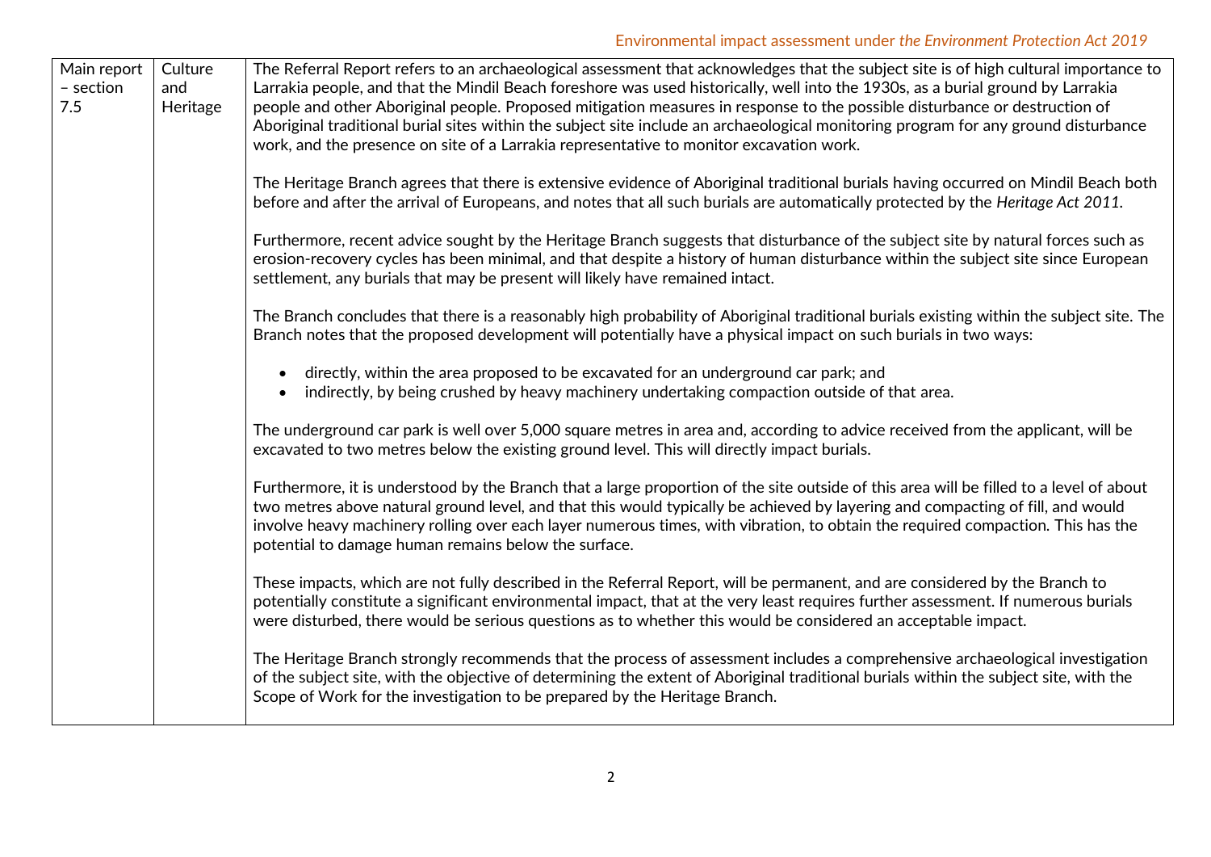| | | |
|---|---|---|
| Main report – section 7.5 | Culture and Heritage | The Referral Report refers to an archaeological assessment that acknowledges that the subject site is of high cultural importance to Larrakia people, and that the Mindil Beach foreshore was used historically, well into the 1930s, as a burial ground by Larrakia people and other Aboriginal people. Proposed mitigation measures in response to the possible disturbance or destruction of Aboriginal traditional burial sites within the subject site include an archaeological monitoring program for any ground disturbance work, and the presence on site of a Larrakia representative to monitor excavation work.<br><br>The Heritage Branch agrees that there is extensive evidence of Aboriginal traditional burials having occurred on Mindil Beach both before and after the arrival of Europeans, and notes that all such burials are automatically protected by the *Heritage Act 2011*.<br><br>Furthermore, recent advice sought by the Heritage Branch suggests that disturbance of the subject site by natural forces such as erosion-recovery cycles has been minimal, and that despite a history of human disturbance within the subject site since European settlement, any burials that may be present will likely have remained intact.<br><br>The Branch concludes that there is a reasonably high probability of Aboriginal traditional burials existing within the subject site. The Branch notes that the proposed development will potentially have a physical impact on such burials in two ways:<br><br>• directly, within the area proposed to be excavated for an underground car park; and<br>• indirectly, by being crushed by heavy machinery undertaking compaction outside of that area.<br><br>The underground car park is well over 5,000 square metres in area and, according to advice received from the applicant, will be excavated to two metres below the existing ground level. This will directly impact burials.<br><br>Furthermore, it is understood by the Branch that a large proportion of the site outside of this area will be filled to a level of about two metres above natural ground level, and that this would typically be achieved by layering and compacting of fill, and would involve heavy machinery rolling over each layer numerous times, with vibration, to obtain the required compaction. This has the potential to damage human remains below the surface.<br><br>These impacts, which are not fully described in the Referral Report, will be permanent, and are considered by the Branch to potentially constitute a significant environmental impact, that at the very least requires further assessment. If numerous burials were disturbed, there would be serious questions as to whether this would be considered an acceptable impact.<br><br>The Heritage Branch strongly recommends that the process of assessment includes a comprehensive archaeological investigation of the subject site, with the objective of determining the extent of Aboriginal traditional burials within the subject site, with the Scope of Work for the investigation to be prepared by the Heritage Branch. |